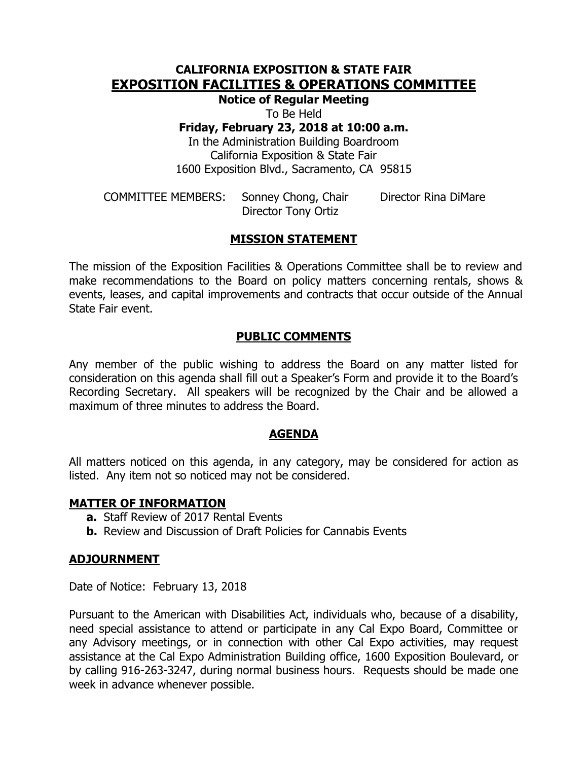# CALIFORNIA EXPOSITION & STATE FAIR

# EXPOSITION FACILITIES & OPERATIONS COMMITTEE

**Notice of Regular Meeting**

To Be Held

**Friday, February 23, 2018 at 10:00 a.m.**

In the Administration Building Boardroom
California Exposition & State Fair
1600 Exposition Blvd., Sacramento, CA 95815

COMMITTEE MEMBERS: Sonney Chong, Chair; Director Rina DiMare; Director Tony Ortiz

## MISSION STATEMENT

The mission of the Exposition Facilities & Operations Committee shall be to review and make recommendations to the Board on policy matters concerning rentals, shows & events, leases, and capital improvements and contracts that occur outside of the Annual State Fair event.

## PUBLIC COMMENTS

Any member of the public wishing to address the Board on any matter listed for consideration on this agenda shall fill out a Speaker's Form and provide it to the Board's Recording Secretary. All speakers will be recognized by the Chair and be allowed a maximum of three minutes to address the Board.

## AGENDA

All matters noticed on this agenda, in any category, may be considered for action as listed. Any item not so noticed may not be considered.

### MATTER OF INFORMATION

**a.** Staff Review of 2017 Rental Events

**b.** Review and Discussion of Draft Policies for Cannabis Events

### ADJOURNMENT

Date of Notice: February 13, 2018

Pursuant to the American with Disabilities Act, individuals who, because of a disability, need special assistance to attend or participate in any Cal Expo Board, Committee or any Advisory meetings, or in connection with other Cal Expo activities, may request assistance at the Cal Expo Administration Building office, 1600 Exposition Boulevard, or by calling 916-263-3247, during normal business hours. Requests should be made one week in advance whenever possible.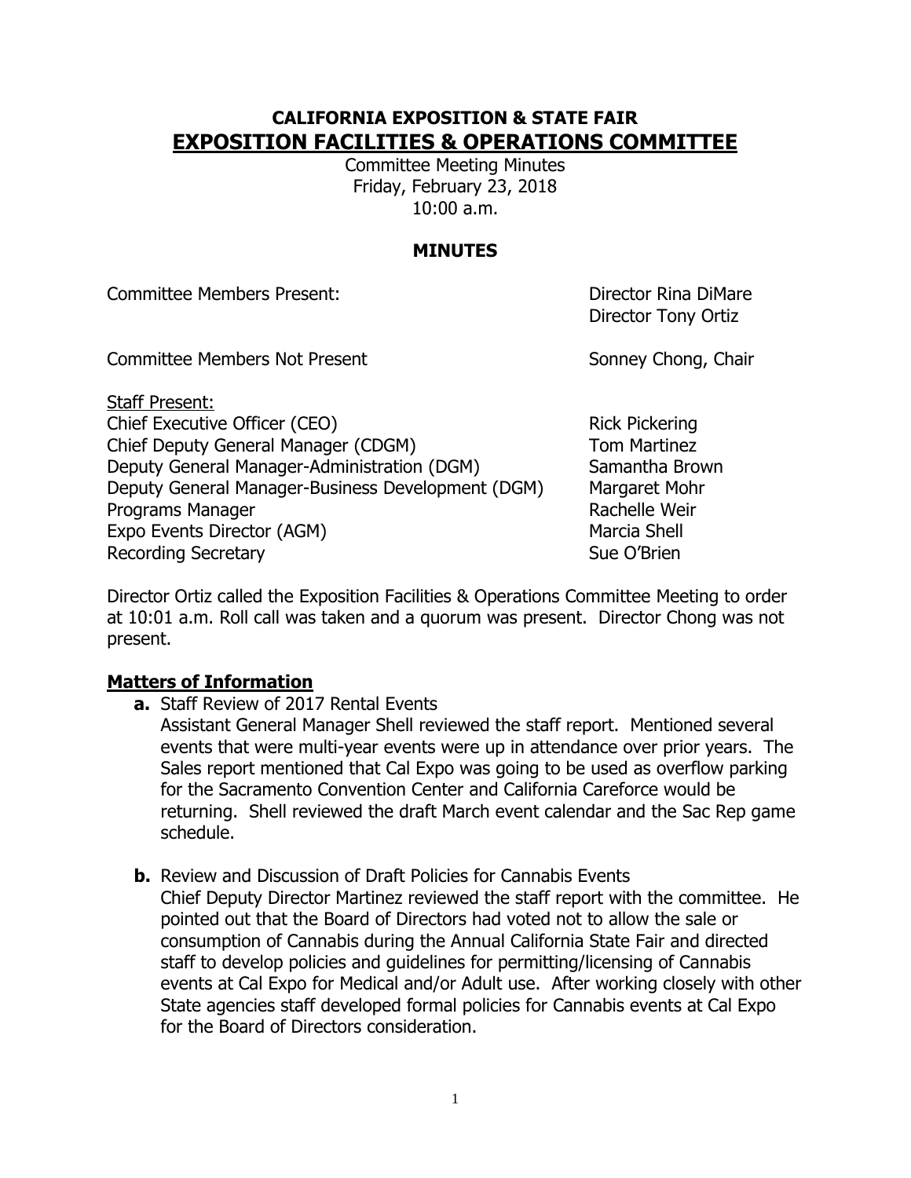# CALIFORNIA EXPOSITION & STATE FAIR
## EXPOSITION FACILITIES & OPERATIONS COMMITTEE

Committee Meeting Minutes
Friday, February 23, 2018
10:00 a.m.

### MINUTES

Committee Members Present: Director Rina DiMare, Director Tony Ortiz

Committee Members Not Present: Sonney Chong, Chair

Staff Present:

| | |
|---|---|
| Chief Executive Officer (CEO) | Rick Pickering |
| Chief Deputy General Manager (CDGM) | Tom Martinez |
| Deputy General Manager-Administration (DGM) | Samantha Brown |
| Deputy General Manager-Business Development (DGM) | Margaret Mohr |
| Programs Manager | Rachelle Weir |
| Expo Events Director (AGM) | Marcia Shell |
| Recording Secretary | Sue O'Brien |

Director Ortiz called the Exposition Facilities & Operations Committee Meeting to order at 10:01 a.m. Roll call was taken and a quorum was present. Director Chong was not present.

**Matters of Information**

**a.** Staff Review of 2017 Rental Events
Assistant General Manager Shell reviewed the staff report. Mentioned several events that were multi-year events were up in attendance over prior years. The Sales report mentioned that Cal Expo was going to be used as overflow parking for the Sacramento Convention Center and California Careforce would be returning. Shell reviewed the draft March event calendar and the Sac Rep game schedule.

**b.** Review and Discussion of Draft Policies for Cannabis Events
Chief Deputy Director Martinez reviewed the staff report with the committee. He pointed out that the Board of Directors had voted not to allow the sale or consumption of Cannabis during the Annual California State Fair and directed staff to develop policies and guidelines for permitting/licensing of Cannabis events at Cal Expo for Medical and/or Adult use. After working closely with other State agencies staff developed formal policies for Cannabis events at Cal Expo for the Board of Directors consideration.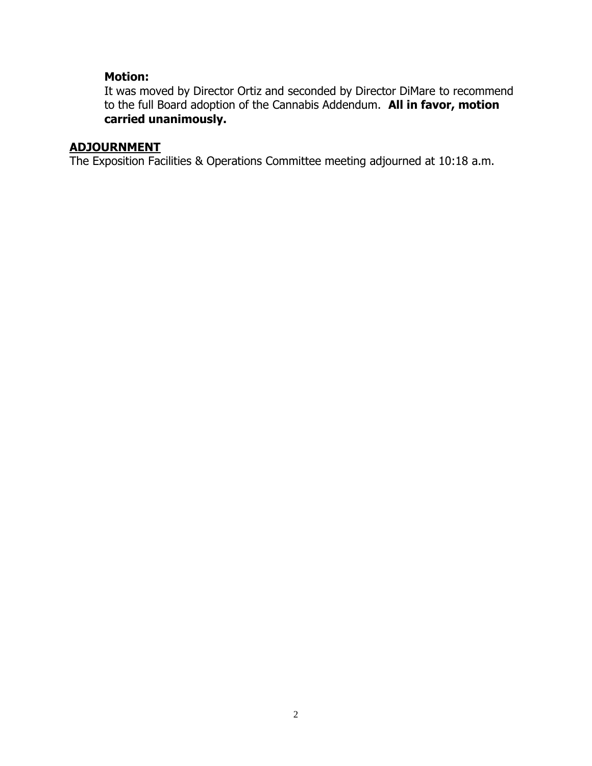**Motion:**

It was moved by Director Ortiz and seconded by Director DiMare to recommend to the full Board adoption of the Cannabis Addendum. **All in favor, motion carried unanimously.**

## ADJOURNMENT

The Exposition Facilities & Operations Committee meeting adjourned at 10:18 a.m.